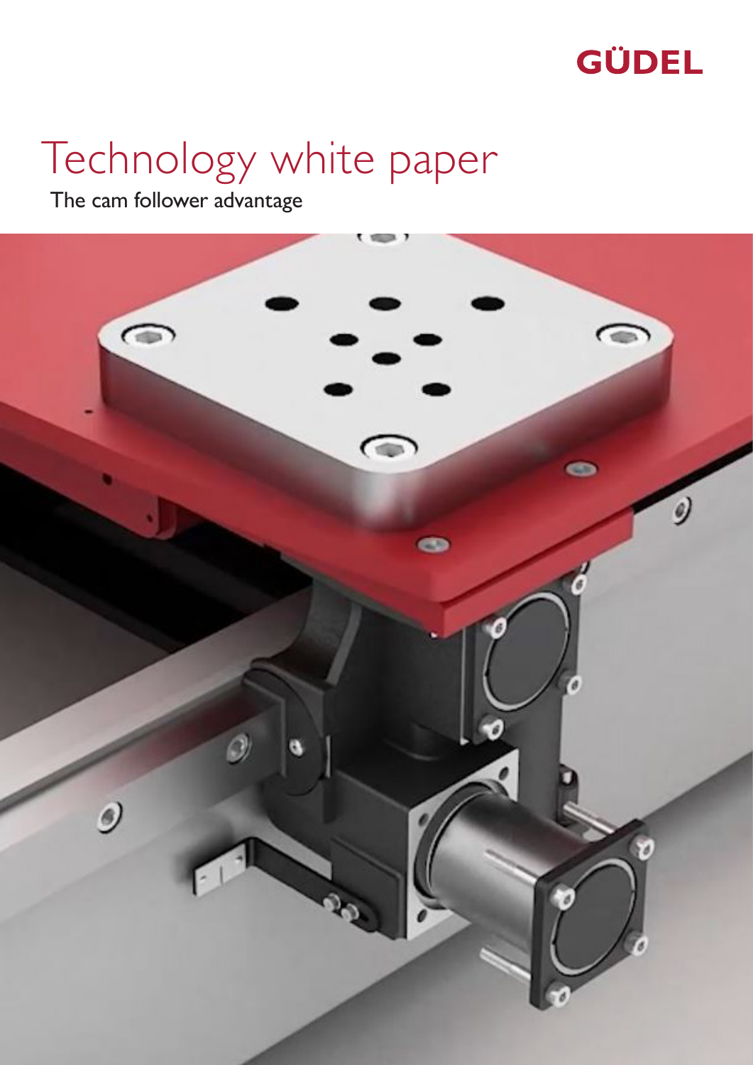GÜDEL

# Technology white paper

The cam follower advantage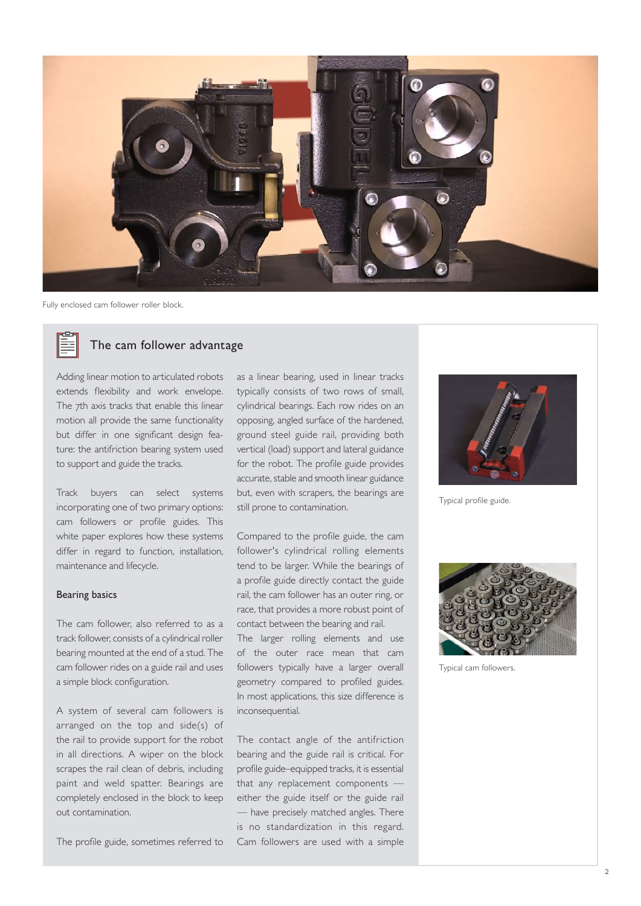Fully enclosed cam follower roller block.

## The cam follower advantage

Adding linear motion to articulated robots extends flexibility and work envelope. The 7th axis tracks that enable this linear motion all provide the same functionality but differ in one significant design feature: the antifriction bearing system used to support and guide the tracks.

Track buyers can select systems incorporating one of two primary options: cam followers or profile guides. This white paper explores how these systems differ in regard to function, installation, maintenance and lifecycle.

### Bearing basics

The cam follower, also referred to as a track follower, consists of a cylindrical roller bearing mounted at the end of a stud. The cam follower rides on a guide rail and uses a simple block configuration.

A system of several cam followers is arranged on the top and side(s) of the rail to provide support for the robot in all directions. A wiper on the block scrapes the rail clean of debris, including paint and weld spatter. Bearings are completely enclosed in the block to keep out contamination.

The profile guide, sometimes referred to as a linear bearing, used in linear tracks typically consists of two rows of small, cylindrical bearings. Each row rides on an opposing, angled surface of the hardened, ground steel guide rail, providing both vertical (load) support and lateral guidance for the robot. The profile guide provides accurate, stable and smooth linear guidance but, even with scrapers, the bearings are still prone to contamination.

Compared to the profile guide, the cam follower's cylindrical rolling elements tend to be larger. While the bearings of a profile guide directly contact the guide rail, the cam follower has an outer ring, or race, that provides a more robust point of contact between the bearing and rail. The larger rolling elements and use of the outer race mean that cam followers typically have a larger overall geometry compared to profiled guides. In most applications, this size difference is inconsequential.

The contact angle of the antifriction bearing and the guide rail is critical. For profile guide–equipped tracks, it is essential that any replacement components — either the guide itself or the guide rail — have precisely matched angles. There is no standardization in this regard. Cam followers are used with a simple

Typical profile guide.

Typical cam followers.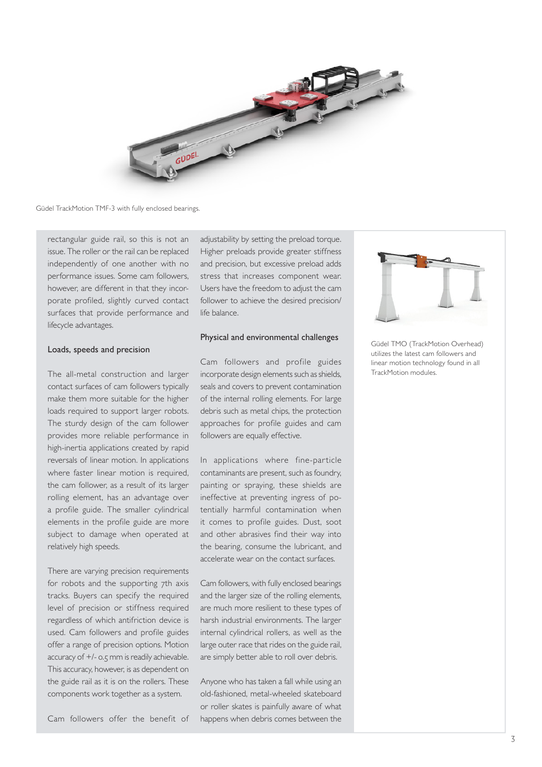Güdel TrackMotion TMF-3 with fully enclosed bearings.

rectangular guide rail, so this is not an issue. The roller or the rail can be replaced independently of one another with no performance issues. Some cam followers, however, are different in that they incorporate profiled, slightly curved contact surfaces that provide performance and lifecycle advantages.

### Loads, speeds and precision

The all-metal construction and larger contact surfaces of cam followers typically make them more suitable for the higher loads required to support larger robots. The sturdy design of the cam follower provides more reliable performance in high-inertia applications created by rapid reversals of linear motion. In applications where faster linear motion is required, the cam follower, as a result of its larger rolling element, has an advantage over a profile guide. The smaller cylindrical elements in the profile guide are more subject to damage when operated at relatively high speeds.

There are varying precision requirements for robots and the supporting 7th axis tracks. Buyers can specify the required level of precision or stiffness required regardless of which antifriction device is used. Cam followers and profile guides offer a range of precision options. Motion accuracy of +/- 0.5 mm is readily achievable. This accuracy, however, is as dependent on the guide rail as it is on the rollers. These components work together as a system.

Cam followers offer the benefit of adjustability by setting the preload torque. Higher preloads provide greater stiffness and precision, but excessive preload adds stress that increases component wear. Users have the freedom to adjust the cam follower to achieve the desired precision/life balance.

### Physical and environmental challenges

Cam followers and profile guides incorporate design elements such as shields, seals and covers to prevent contamination of the internal rolling elements. For large debris such as metal chips, the protection approaches for profile guides and cam followers are equally effective.

In applications where fine-particle contaminants are present, such as foundry, painting or spraying, these shields are ineffective at preventing ingress of potentially harmful contamination when it comes to profile guides. Dust, soot and other abrasives find their way into the bearing, consume the lubricant, and accelerate wear on the contact surfaces.

Cam followers, with fully enclosed bearings and the larger size of the rolling elements, are much more resilient to these types of harsh industrial environments. The larger internal cylindrical rollers, as well as the large outer race that rides on the guide rail, are simply better able to roll over debris.

Anyone who has taken a fall while using an old-fashioned, metal-wheeled skateboard or roller skates is painfully aware of what happens when debris comes between the

Güdel TMO (TrackMotion Overhead) utilizes the latest cam followers and linear motion technology found in all TrackMotion modules.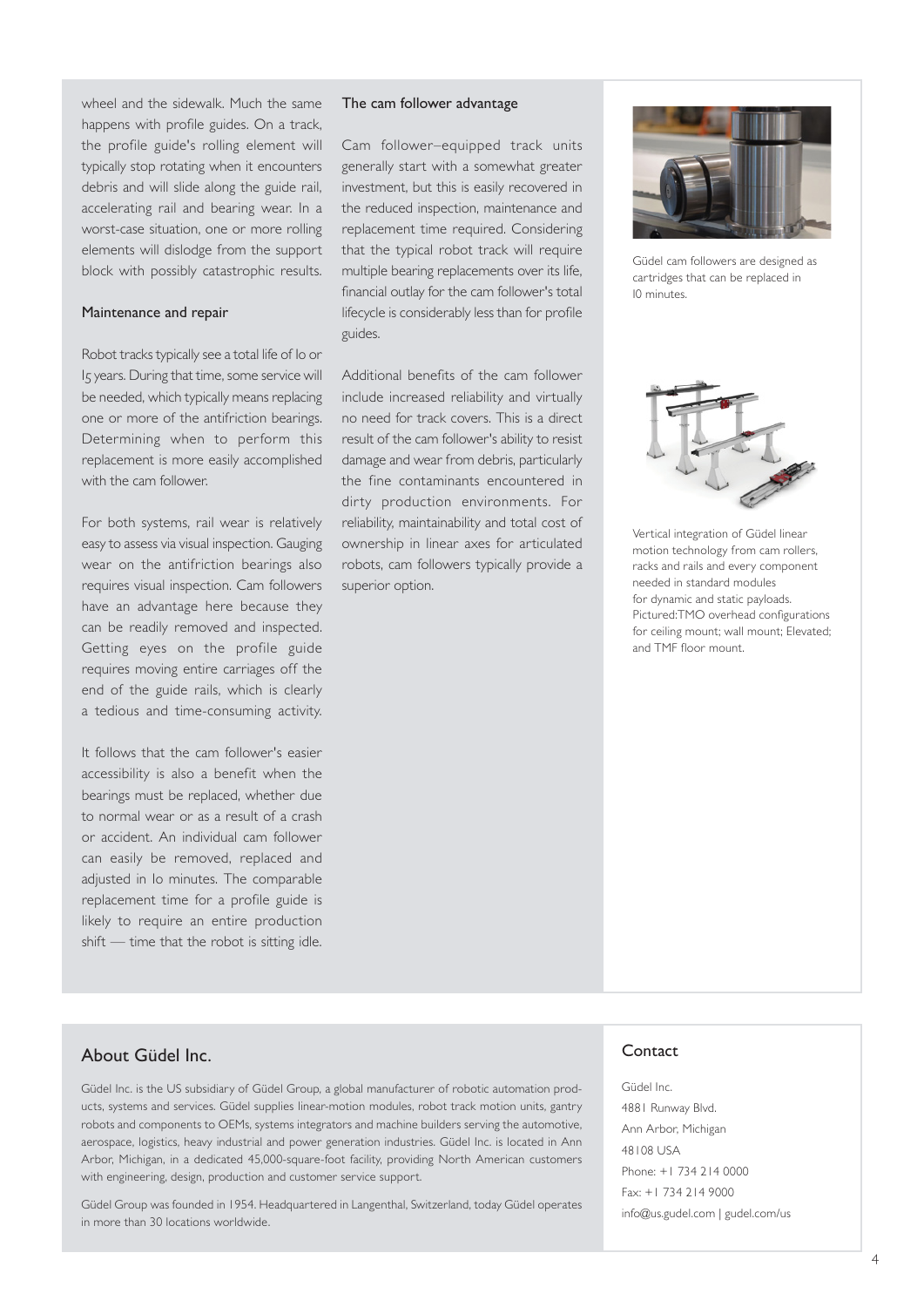wheel and the sidewalk. Much the same happens with profile guides. On a track, the profile guide's rolling element will typically stop rotating when it encounters debris and will slide along the guide rail, accelerating rail and bearing wear. In a worst-case situation, one or more rolling elements will dislodge from the support block with possibly catastrophic results.

### Maintenance and repair

Robot tracks typically see a total life of 10 or 15 years. During that time, some service will be needed, which typically means replacing one or more of the antifriction bearings. Determining when to perform this replacement is more easily accomplished with the cam follower.

For both systems, rail wear is relatively easy to assess via visual inspection. Gauging wear on the antifriction bearings also requires visual inspection. Cam followers have an advantage here because they can be readily removed and inspected. Getting eyes on the profile guide requires moving entire carriages off the end of the guide rails, which is clearly a tedious and time-consuming activity.

It follows that the cam follower's easier accessibility is also a benefit when the bearings must be replaced, whether due to normal wear or as a result of a crash or accident. An individual cam follower can easily be removed, replaced and adjusted in 10 minutes. The comparable replacement time for a profile guide is likely to require an entire production shift — time that the robot is sitting idle.

### The cam follower advantage

Cam follower–equipped track units generally start with a somewhat greater investment, but this is easily recovered in the reduced inspection, maintenance and replacement time required. Considering that the typical robot track will require multiple bearing replacements over its life, financial outlay for the cam follower's total lifecycle is considerably less than for profile guides.

Additional benefits of the cam follower include increased reliability and virtually no need for track covers. This is a direct result of the cam follower's ability to resist damage and wear from debris, particularly the fine contaminants encountered in dirty production environments. For reliability, maintainability and total cost of ownership in linear axes for articulated robots, cam followers typically provide a superior option.

Güdel cam followers are designed as cartridges that can be replaced in 10 minutes.

Vertical integration of Güdel linear motion technology from cam rollers, racks and rails and every component needed in standard modules for dynamic and static payloads. Pictured:TMO overhead configurations for ceiling mount; wall mount; Elevated; and TMF floor mount.

## About Güdel Inc.

Güdel Inc. is the US subsidiary of Güdel Group, a global manufacturer of robotic automation products, systems and services. Güdel supplies linear-motion modules, robot track motion units, gantry robots and components to OEMs, systems integrators and machine builders serving the automotive, aerospace, logistics, heavy industrial and power generation industries. Güdel Inc. is located in Ann Arbor, Michigan, in a dedicated 45,000-square-foot facility, providing North American customers with engineering, design, production and customer service support.

Güdel Group was founded in 1954. Headquartered in Langenthal, Switzerland, today Güdel operates in more than 30 locations worldwide.

## Contact

Güdel Inc.
4881 Runway Blvd.
Ann Arbor, Michigan
48108 USA
Phone: +1 734 214 0000
Fax: +1 734 214 9000
info@us.gudel.com | gudel.com/us